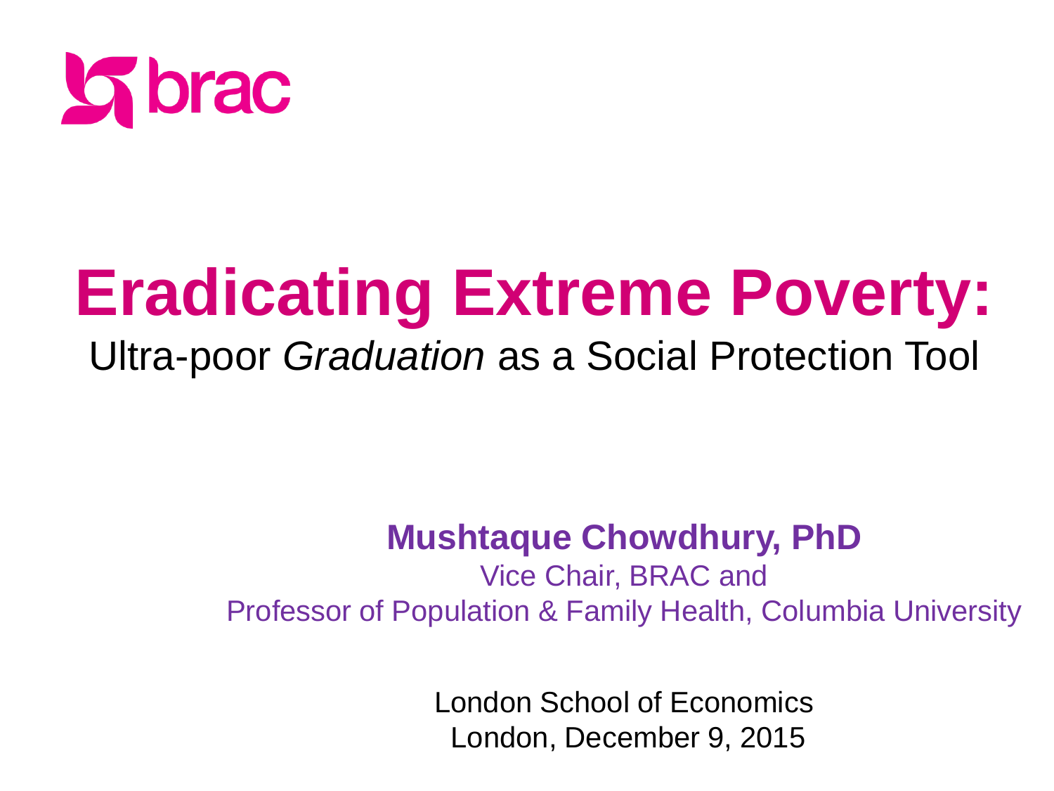brac

# Eradicating Extreme Poverty:

Ultra-poor *Graduation* as a Social Protection Tool

**Mushtaque Chowdhury, PhD**

Vice Chair, BRAC and

Professor of Population & Family Health, Columbia University

London School of Economics

London, December 9, 2015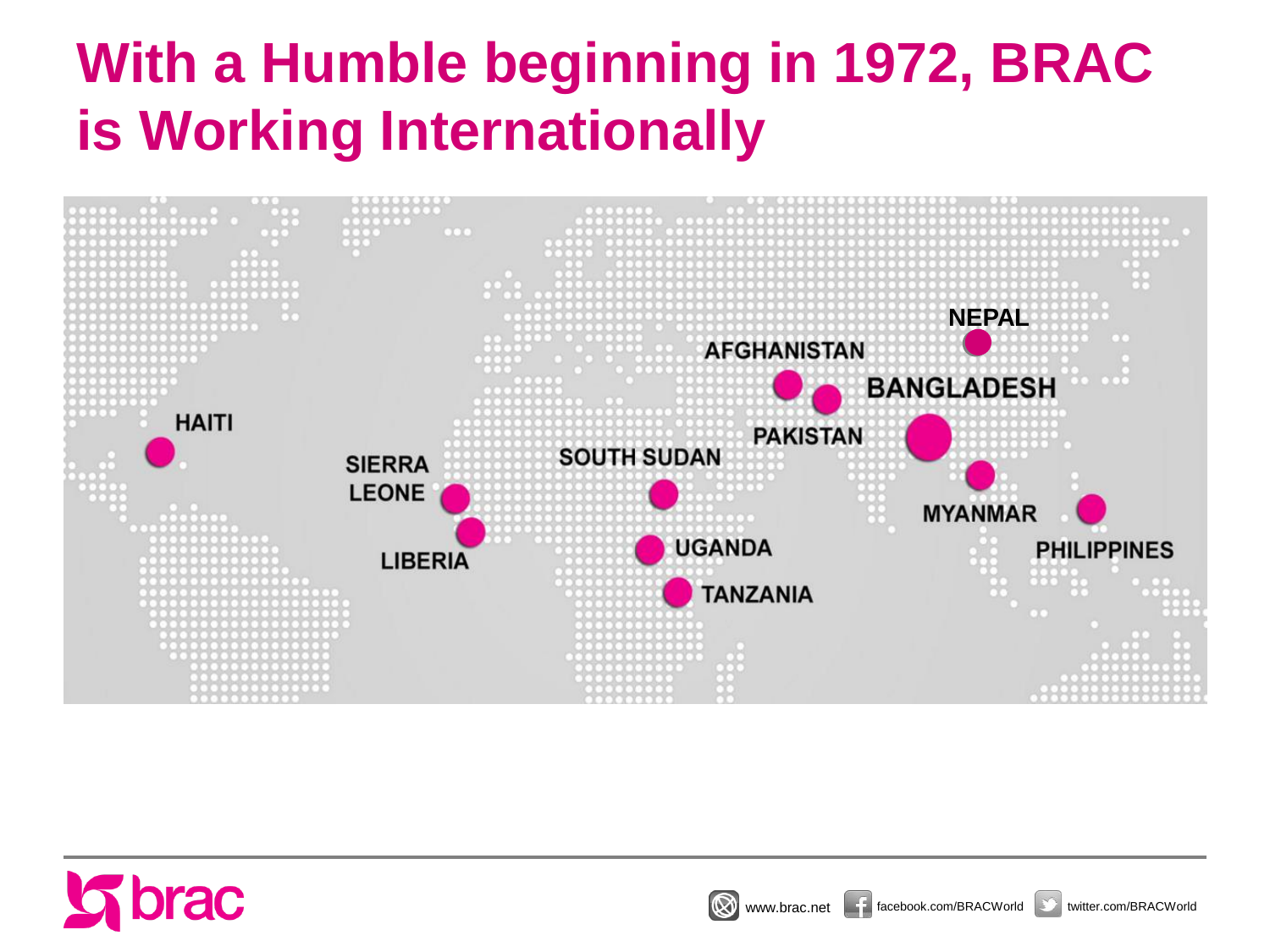# With a Humble beginning in 1972, BRAC is Working Internationally

NEPAL

AFGHANISTAN

BANGLADESH

HAITI

PAKISTAN

SIERRA LEONE

SOUTH SUDAN

MYANMAR

LIBERIA

UGANDA

PHILIPPINES

TANZANIA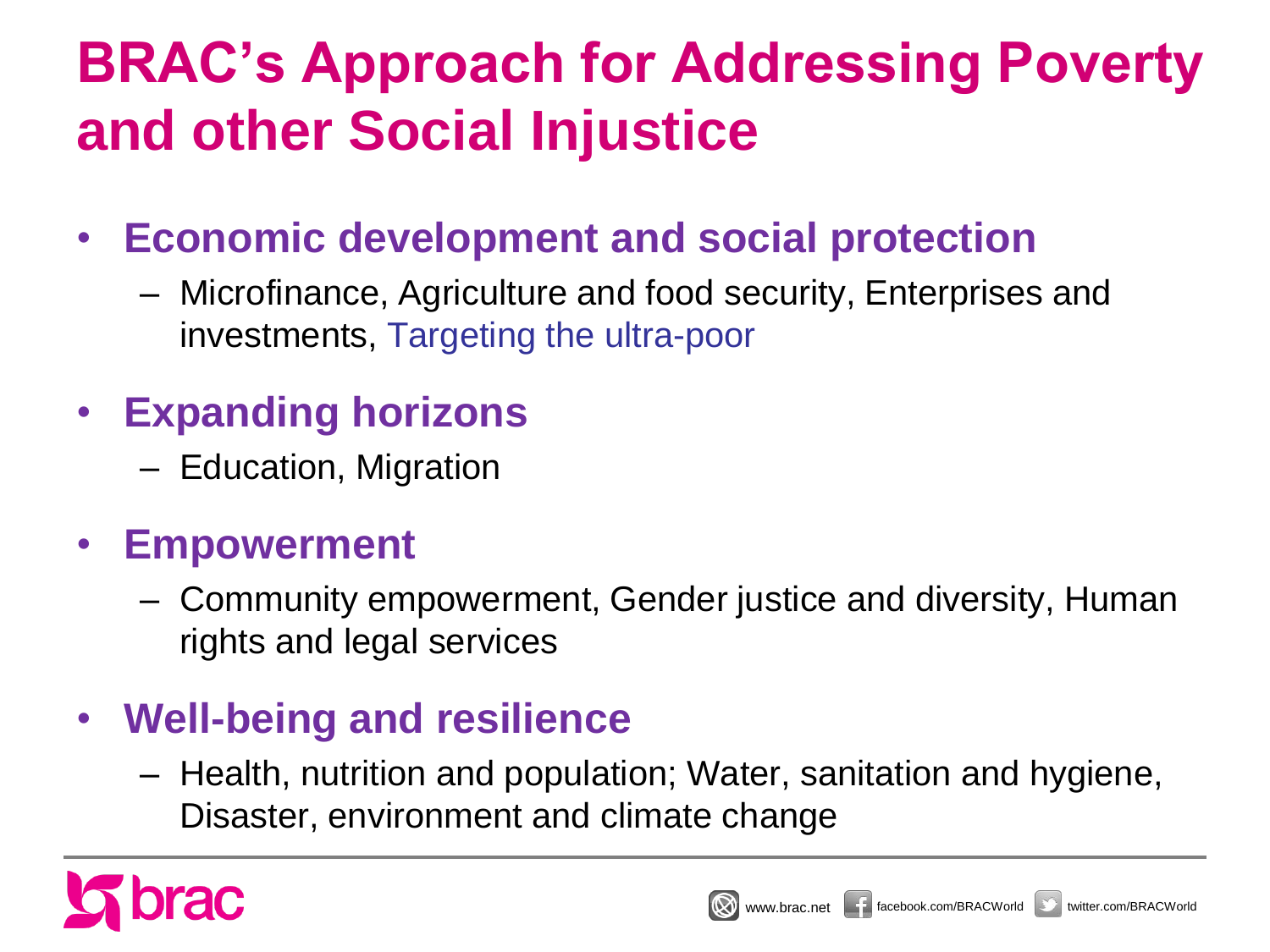# BRAC's Approach for Addressing Poverty and other Social Injustice

- **Economic development and social protection**
  - Microfinance, Agriculture and food security, Enterprises and investments, Targeting the ultra-poor
- **Expanding horizons**
  - Education, Migration
- **Empowerment**
  - Community empowerment, Gender justice and diversity, Human rights and legal services
- **Well-being and resilience**
  - Health, nutrition and population; Water, sanitation and hygiene, Disaster, environment and climate change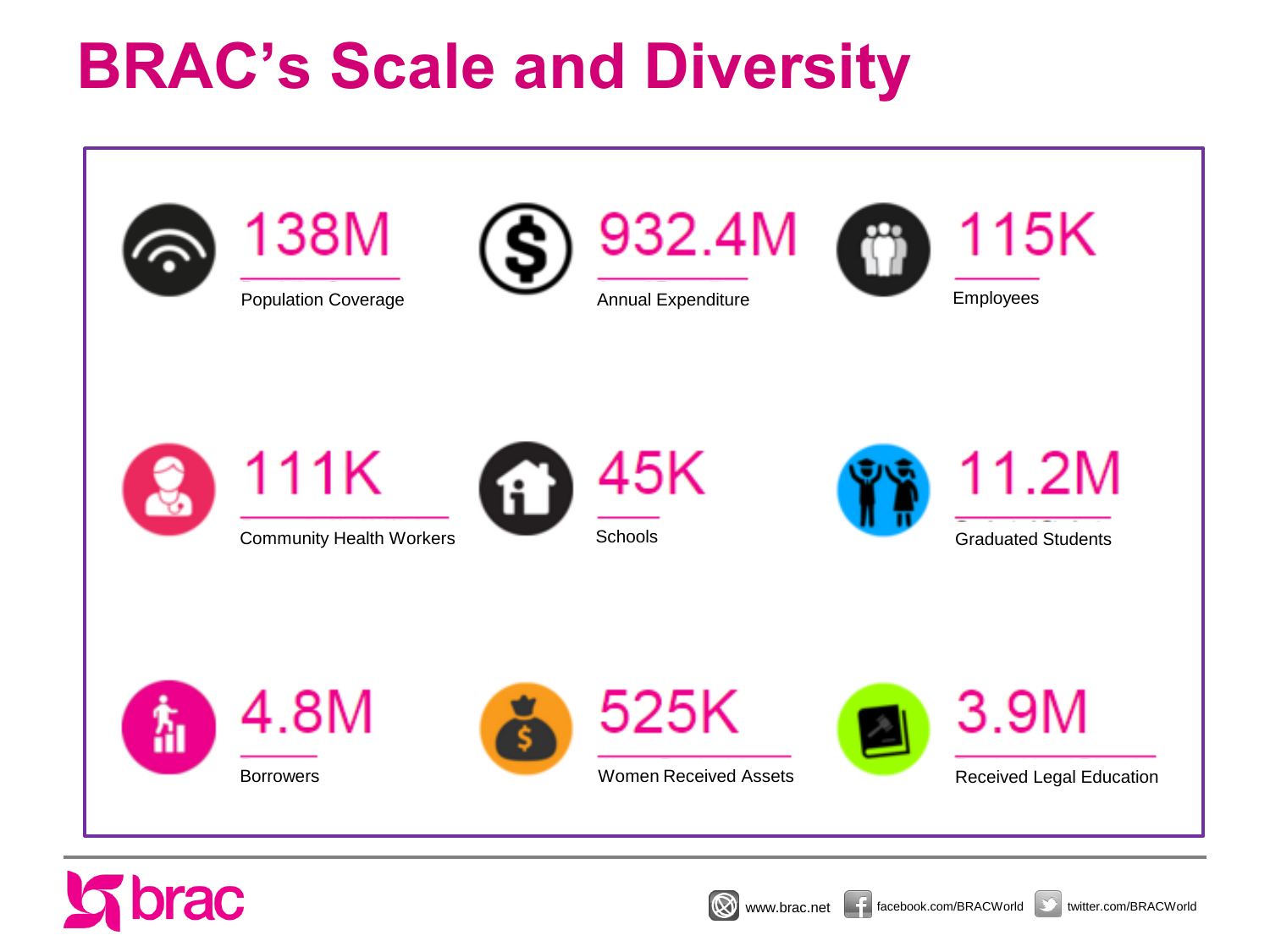# BRAC's Scale and Diversity

| | | |
|---|---|---|
| **138M** Population Coverage | **932.4M** Annual Expenditure | **115K** Employees |
| **111K** Community Health Workers | **45K** Schools | **11.2M** Graduated Students |
| **4.8M** Borrowers | **525K** Women Received Assets | **3.9M** Received Legal Education |

brac

www.brac.net facebook.com/BRACWorld twitter.com/BRACWorld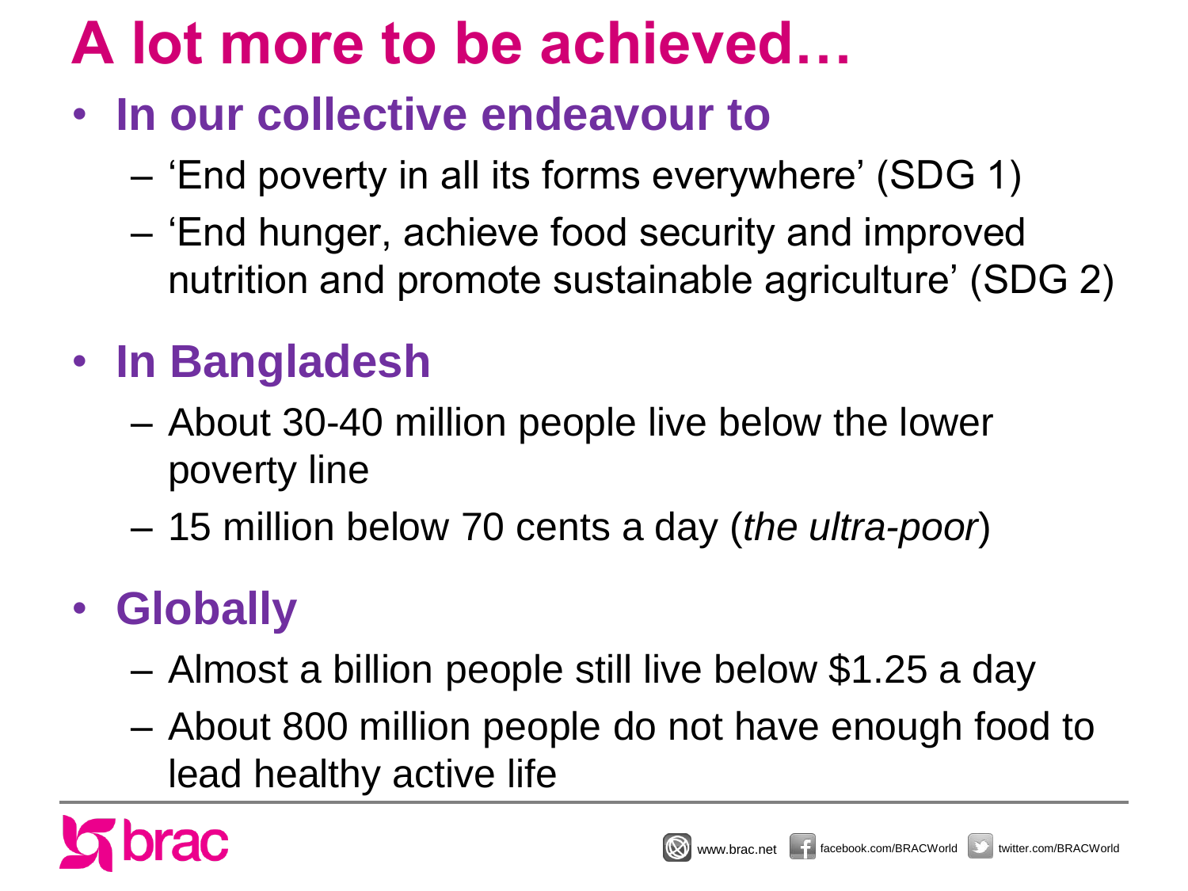# A lot more to be achieved…

- **In our collective endeavour to**
  - 'End poverty in all its forms everywhere' (SDG 1)
  - 'End hunger, achieve food security and improved nutrition and promote sustainable agriculture' (SDG 2)
- **In Bangladesh**
  - About 30-40 million people live below the lower poverty line
  - 15 million below 70 cents a day (*the ultra-poor*)
- **Globally**
  - Almost a billion people still live below $1.25 a day
  - About 800 million people do not have enough food to lead healthy active life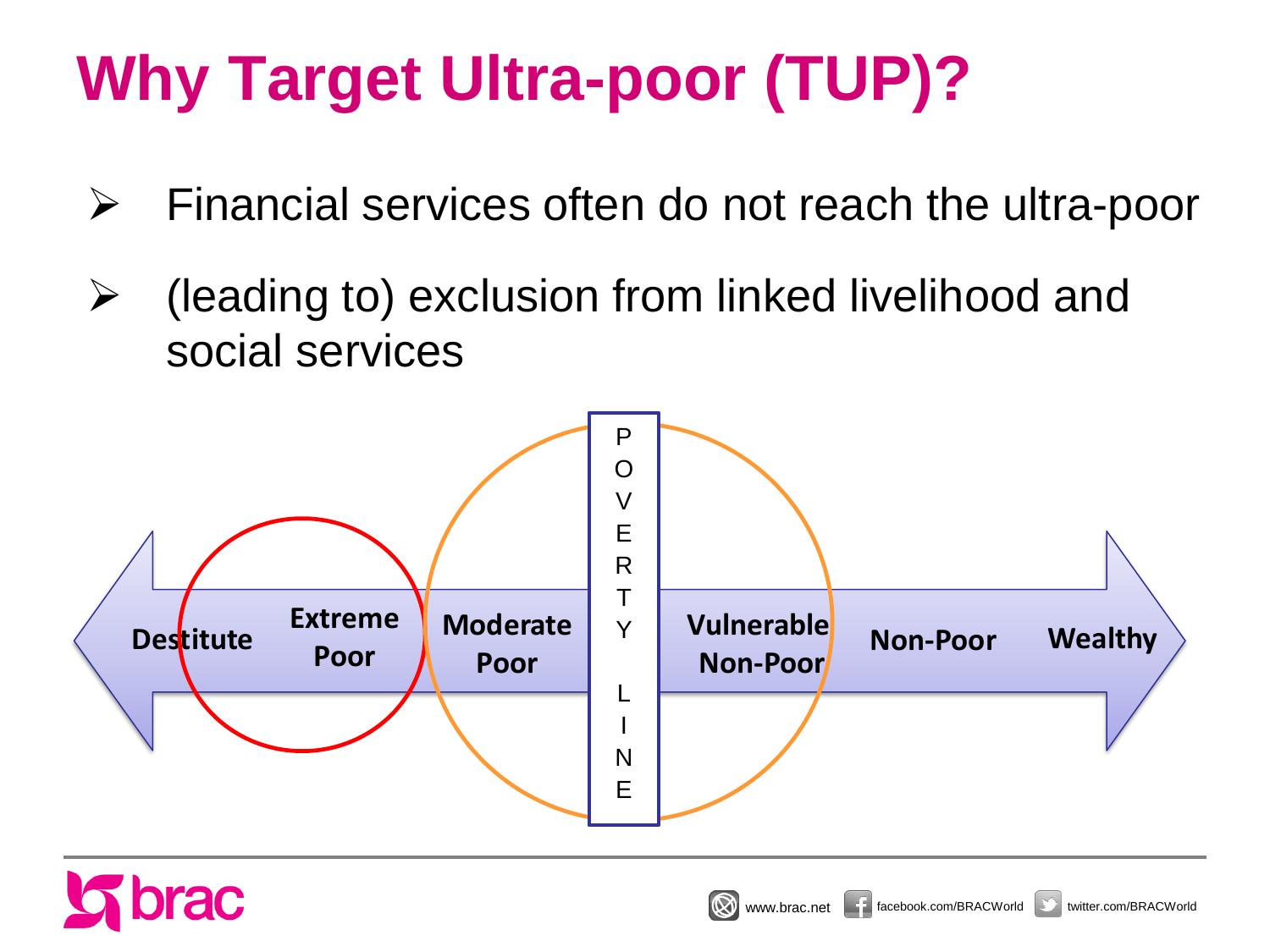# Why Target Ultra-poor (TUP)?

- Financial services often do not reach the ultra-poor
- (leading to) exclusion from linked livelihood and social services

Destitute | Extreme Poor | Moderate Poor | POVERTY LINE | Vulnerable Non-Poor | Non-Poor | Wealthy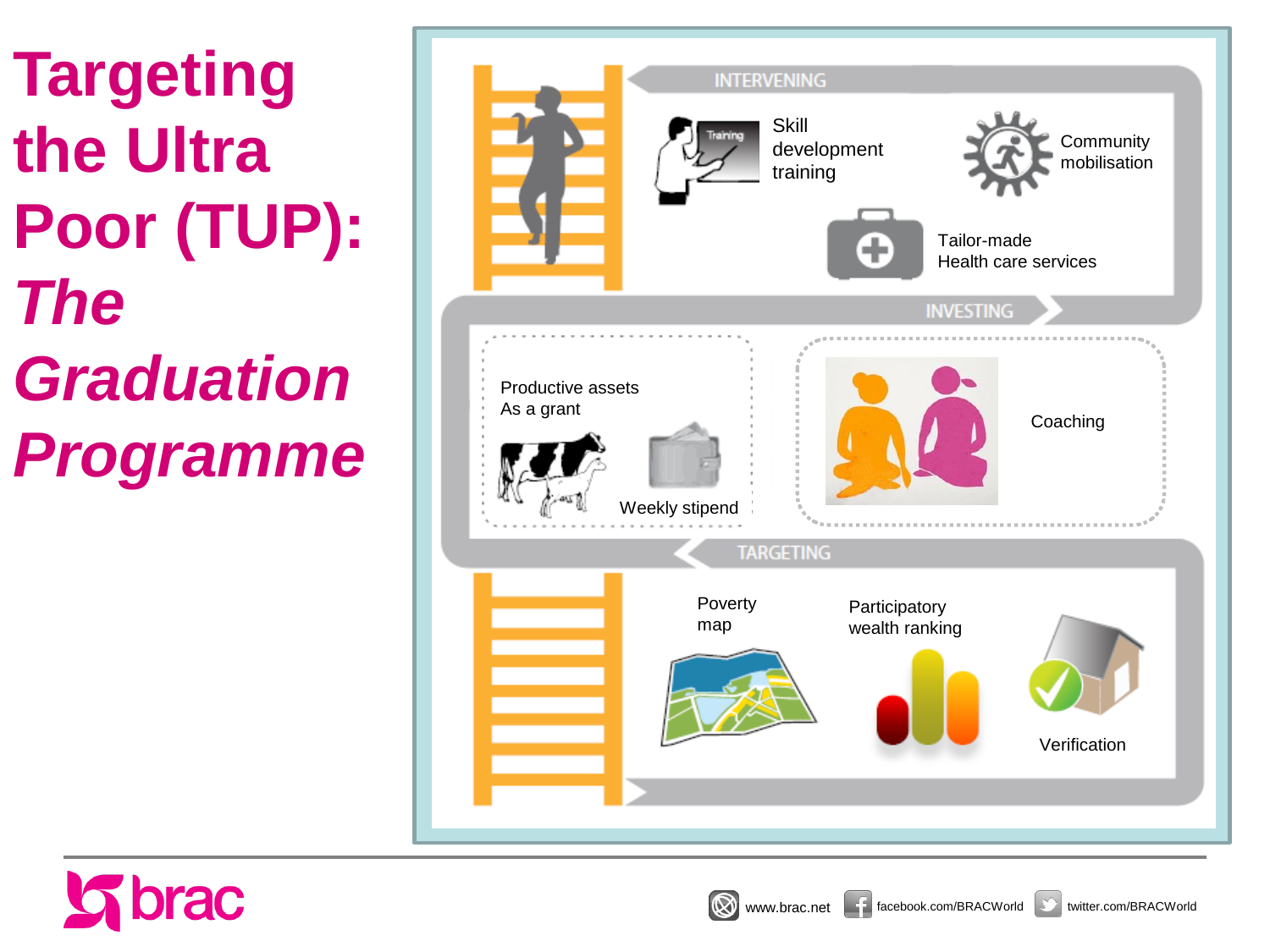# Targeting the Ultra Poor (TUP): *The Graduation Programme*

INTERVENING

Skill development training

Community mobilisation

Tailor-made Health care services

INVESTING

Productive assets As a grant

Weekly stipend

Coaching

TARGETING

Poverty map

Participatory wealth ranking

Verification

brac

www.brac.net facebook.com/BRACWorld twitter.com/BRACWorld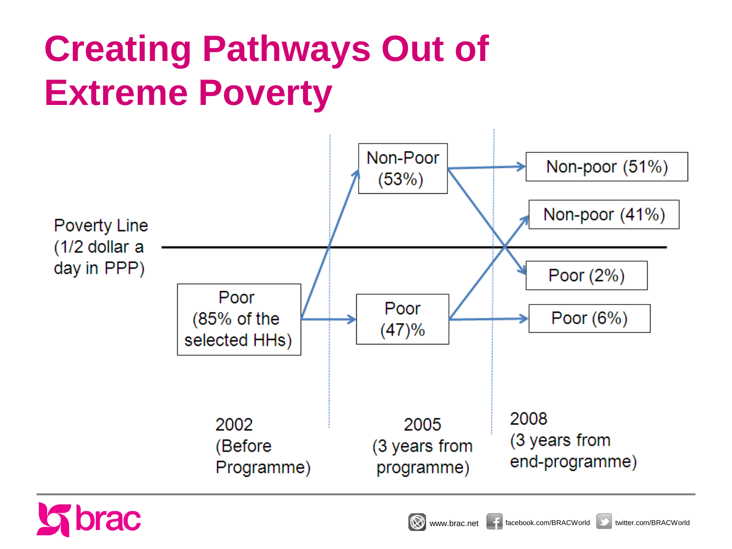# Creating Pathways Out of Extreme Poverty

Poverty Line (1/2 dollar a day in PPP)

Poor (85% of the selected HHs)

Non-Poor (53%)

Poor (47)%

Non-poor (51%)

Non-poor (41%)

Poor (2%)

Poor (6%)

2002 (Before Programme)

2005 (3 years from programme)

2008 (3 years from end-programme)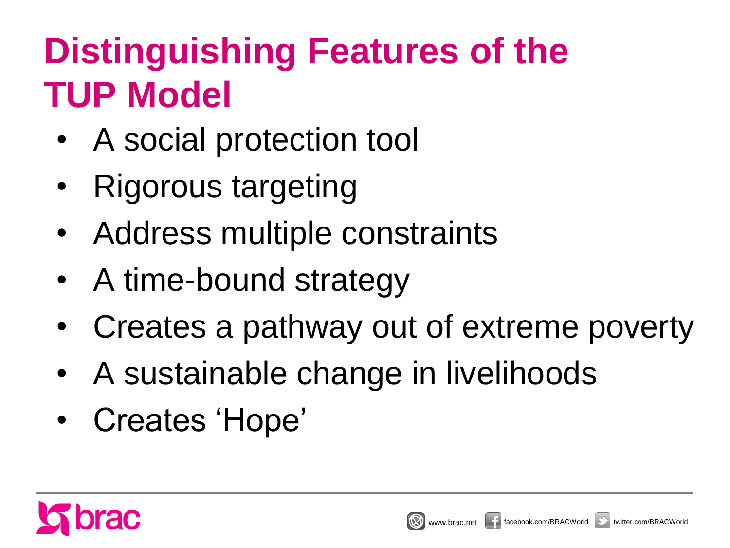# Distinguishing Features of the TUP Model

- A social protection tool
- Rigorous targeting
- Address multiple constraints
- A time-bound strategy
- Creates a pathway out of extreme poverty
- A sustainable change in livelihoods
- Creates 'Hope'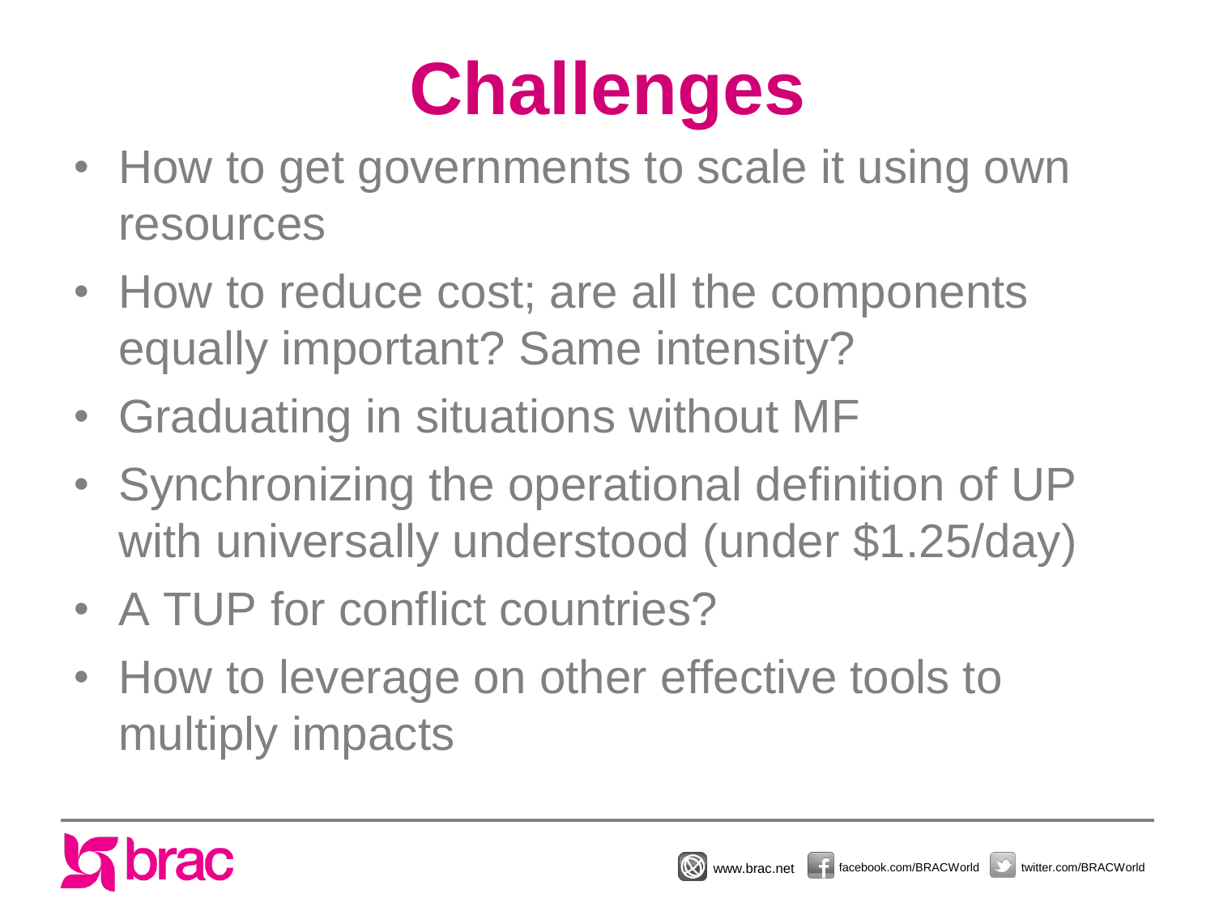# Challenges

- How to get governments to scale it using own resources
- How to reduce cost; are all the components equally important? Same intensity?
- Graduating in situations without MF
- Synchronizing the operational definition of UP with universally understood (under $1.25/day)
- A TUP for conflict countries?
- How to leverage on other effective tools to multiply impacts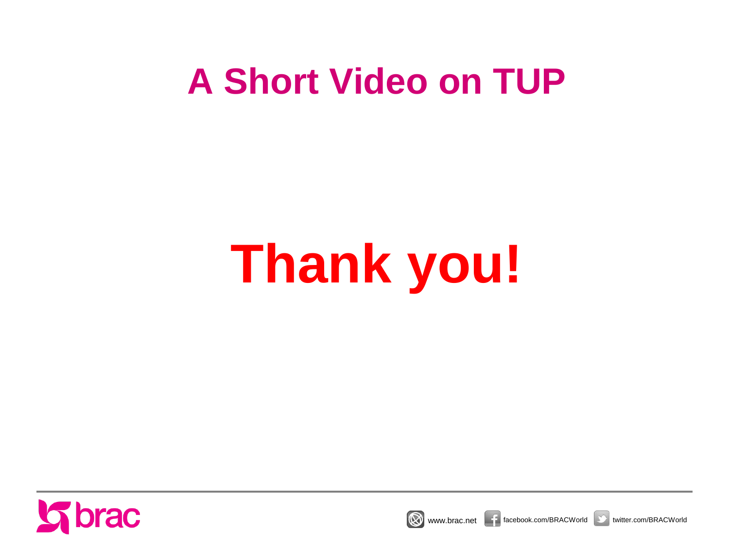# A Short Video on TUP

# Thank you!